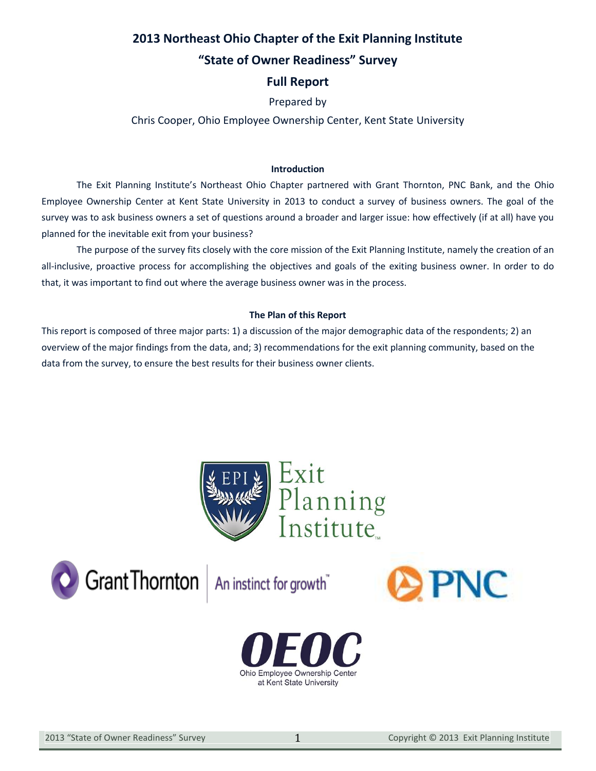# 2013 Northeast Ohio Chapter of the Exit Planning Institute

# "State of Owner Readiness" Survey

## Full Report

Prepared by

Chris Cooper, Ohio Employee Ownership Center, Kent State University

### Introduction

The Exit Planning Institute's Northeast Ohio Chapter partnered with Grant Thornton, PNC Bank, and the Ohio Employee Ownership Center at Kent State University in 2013 to conduct a survey of business owners. The goal of the survey was to ask business owners a set of questions around a broader and larger issue: how effectively (if at all) have you planned for the inevitable exit from your business?

The purpose of the survey fits closely with the core mission of the Exit Planning Institute, namely the creation of an all-inclusive, proactive process for accomplishing the objectives and goals of the exiting business owner. In order to do that, it was important to find out where the average business owner was in the process.

### The Plan of this Report

This report is composed of three major parts: 1) a discussion of the major demographic data of the respondents; 2) an overview of the major findings from the data, and; 3) recommendations for the exit planning community, based on the data from the survey, to ensure the best results for their business owner clients.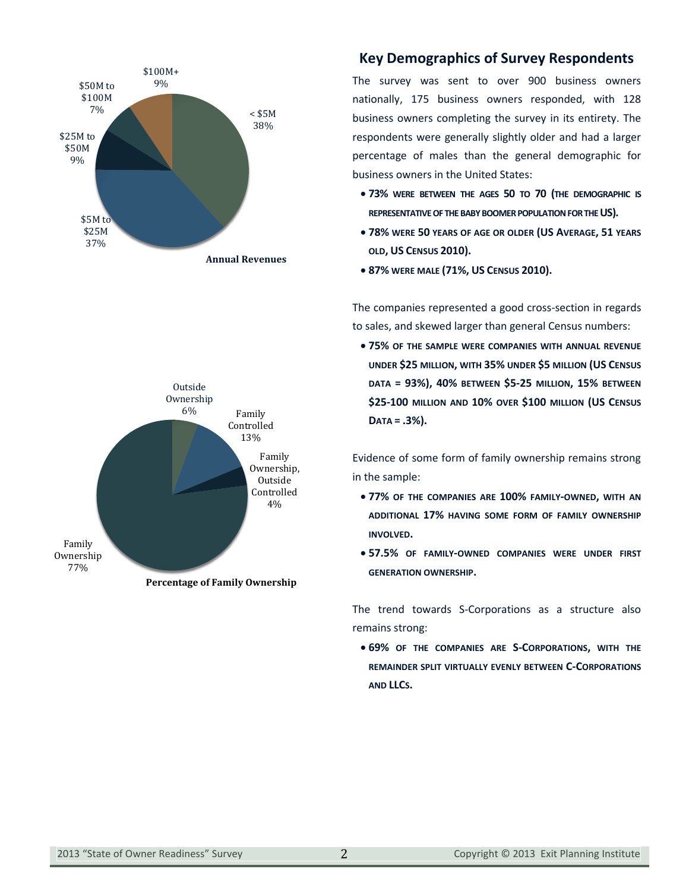## Key Demographics of Survey Respondents

The survey was sent to over 900 business owners nationally, 175 business owners responded, with 128 business owners completing the survey in its entirety. The respondents were generally slightly older and had a larger percentage of males than the general demographic for business owners in the United States:

- **73% WERE BETWEEN THE AGES 50 TO 70 (THE DEMOGRAPHIC IS REPRESENTATIVE OF THE BABY BOOMER POPULATION FOR THE US).**
- **78% WERE 50 YEARS OF AGE OR OLDER (US AVERAGE, 51 YEARS OLD, US CENSUS 2010).**
- **87% WERE MALE (71%, US CENSUS 2010).**

The companies represented a good cross-section in regards to sales, and skewed larger than general Census numbers:

- **75% OF THE SAMPLE WERE COMPANIES WITH ANNUAL REVENUE UNDER $25 MILLION, WITH 35% UNDER $5 MILLION (US CENSUS DATA = 93%), 40% BETWEEN $5-25 MILLION, 15% BETWEEN $25-100 MILLION AND 10% OVER $100 MILLION (US CENSUS DATA = .3%).**

Evidence of some form of family ownership remains strong in the sample:

- **77% OF THE COMPANIES ARE 100% FAMILY-OWNED, WITH AN ADDITIONAL 17% HAVING SOME FORM OF FAMILY OWNERSHIP INVOLVED.**
- **57.5% OF FAMILY-OWNED COMPANIES WERE UNDER FIRST GENERATION OWNERSHIP.**

The trend towards S-Corporations as a structure also remains strong:

- **69% OF THE COMPANIES ARE S-CORPORATIONS, WITH THE REMAINDER SPLIT VIRTUALLY EVENLY BETWEEN C-CORPORATIONS AND LLCS.**

| Annual Revenues | % |
|---|---|
| < $5M | 38% |
| $5M to $25M | 37% |
| $25M to $50M | 9% |
| $50M to $100M | 7% |
| $100M+ | 9% |

**Annual Revenues**

| Percentage of Family Ownership | % |
|---|---|
| Family Ownership | 77% |
| Family Controlled | 13% |
| Outside Ownership | 6% |
| Family Ownership, Outside Controlled | 4% |

**Percentage of Family Ownership**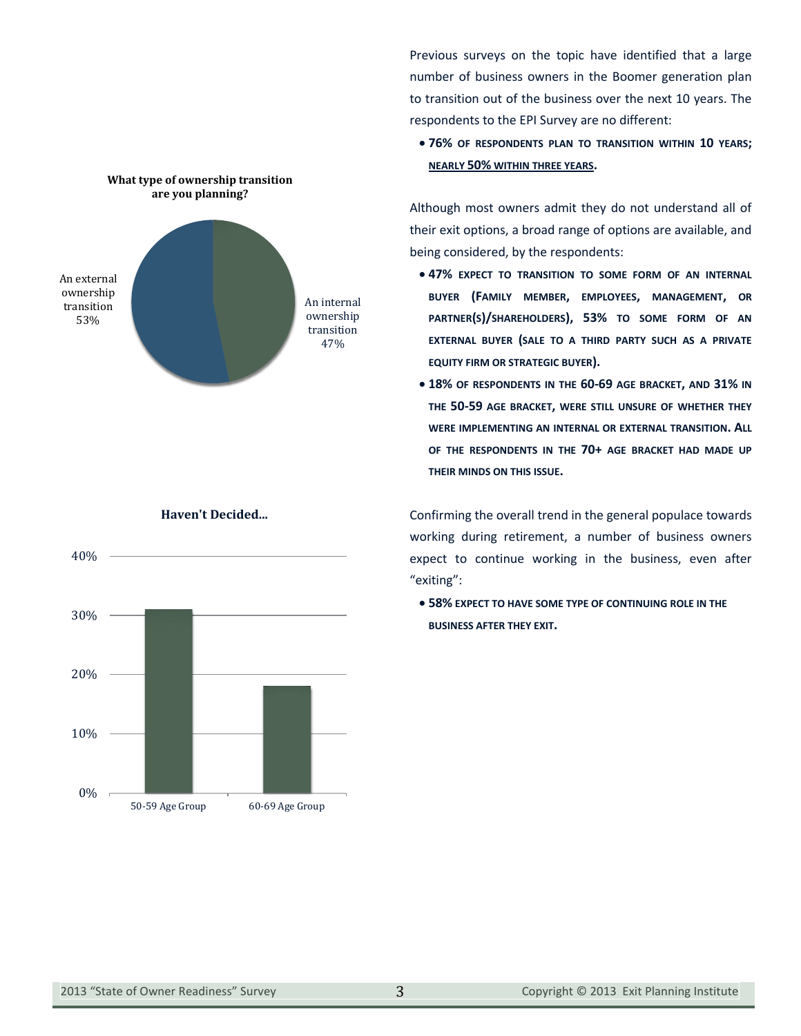**What type of ownership transition are you planning?**

- An external ownership transition 53%
- An internal ownership transition 47%

**Haven't Decided...**

| Age Group | Haven't Decided |
| --- | --- |
| 50-59 Age Group | 31% |
| 60-69 Age Group | 18% |

Previous surveys on the topic have identified that a large number of business owners in the Boomer generation plan to transition out of the business over the next 10 years. The respondents to the EPI Survey are no different:

- **76% OF RESPONDENTS PLAN TO TRANSITION WITHIN 10 YEARS; NEARLY 50% WITHIN THREE YEARS.**

Although most owners admit they do not understand all of their exit options, a broad range of options are available, and being considered, by the respondents:

- **47% EXPECT TO TRANSITION TO SOME FORM OF AN INTERNAL BUYER (FAMILY MEMBER, EMPLOYEES, MANAGEMENT, OR PARTNER(S)/SHAREHOLDERS), 53% TO SOME FORM OF AN EXTERNAL BUYER (SALE TO A THIRD PARTY SUCH AS A PRIVATE EQUITY FIRM OR STRATEGIC BUYER).**
- **18% OF RESPONDENTS IN THE 60-69 AGE BRACKET, AND 31% IN THE 50-59 AGE BRACKET, WERE STILL UNSURE OF WHETHER THEY WERE IMPLEMENTING AN INTERNAL OR EXTERNAL TRANSITION. ALL OF THE RESPONDENTS IN THE 70+ AGE BRACKET HAD MADE UP THEIR MINDS ON THIS ISSUE.**

Confirming the overall trend in the general populace towards working during retirement, a number of business owners expect to continue working in the business, even after "exiting":

- **58% EXPECT TO HAVE SOME TYPE OF CONTINUING ROLE IN THE BUSINESS AFTER THEY EXIT.**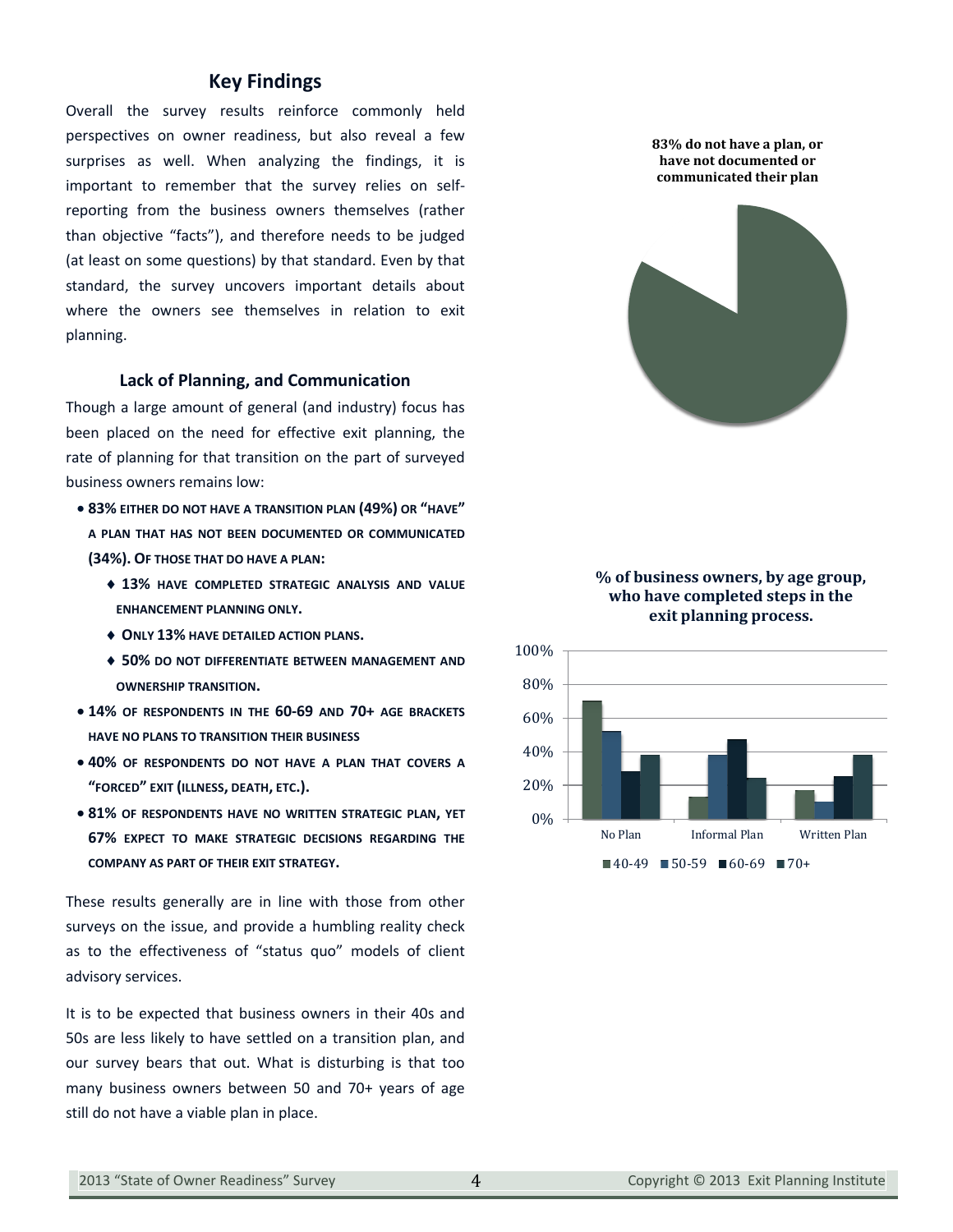## Key Findings

Overall the survey results reinforce commonly held perspectives on owner readiness, but also reveal a few surprises as well. When analyzing the findings, it is important to remember that the survey relies on self-reporting from the business owners themselves (rather than objective "facts"), and therefore needs to be judged (at least on some questions) by that standard. Even by that standard, the survey uncovers important details about where the owners see themselves in relation to exit planning.

### Lack of Planning, and Communication

Though a large amount of general (and industry) focus has been placed on the need for effective exit planning, the rate of planning for that transition on the part of surveyed business owners remains low:

- **83% EITHER DO NOT HAVE A TRANSITION PLAN (49%) OR "HAVE" A PLAN THAT HAS NOT BEEN DOCUMENTED OR COMMUNICATED (34%). OF THOSE THAT DO HAVE A PLAN:**
  - **13% HAVE COMPLETED STRATEGIC ANALYSIS AND VALUE ENHANCEMENT PLANNING ONLY.**
  - **ONLY 13% HAVE DETAILED ACTION PLANS.**
  - **50% DO NOT DIFFERENTIATE BETWEEN MANAGEMENT AND OWNERSHIP TRANSITION.**
- **14% OF RESPONDENTS IN THE 60-69 AND 70+ AGE BRACKETS HAVE NO PLANS TO TRANSITION THEIR BUSINESS**
- **40% OF RESPONDENTS DO NOT HAVE A PLAN THAT COVERS A "FORCED" EXIT (ILLNESS, DEATH, ETC.).**
- **81% OF RESPONDENTS HAVE NO WRITTEN STRATEGIC PLAN, YET 67% EXPECT TO MAKE STRATEGIC DECISIONS REGARDING THE COMPANY AS PART OF THEIR EXIT STRATEGY.**

These results generally are in line with those from other surveys on the issue, and provide a humbling reality check as to the effectiveness of "status quo" models of client advisory services.

It is to be expected that business owners in their 40s and 50s are less likely to have settled on a transition plan, and our survey bears that out. What is disturbing is that too many business owners between 50 and 70+ years of age still do not have a viable plan in place.

**83% do not have a plan, or have not documented or communicated their plan**

**% of business owners, by age group, who have completed steps in the exit planning process.**

| | 40-49 | 50-59 | 60-69 | 70+ |
|---|---|---|---|---|
| No Plan | 70% | 52% | 28% | 38% |
| Informal Plan | 13% | 38% | 47% | 24% |
| Written Plan | 17% | 10% | 25% | 38% |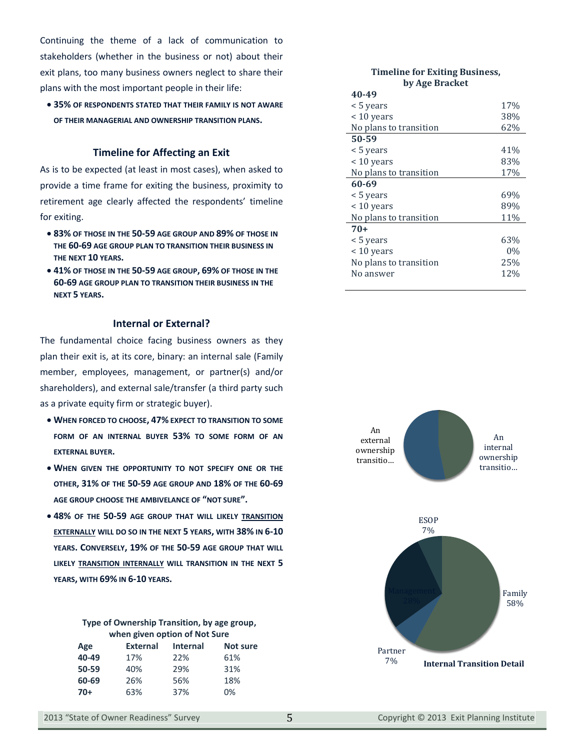Continuing the theme of a lack of communication to stakeholders (whether in the business or not) about their exit plans, too many business owners neglect to share their plans with the most important people in their life:

- **35% OF RESPONDENTS STATED THAT THEIR FAMILY IS NOT AWARE OF THEIR MANAGERIAL AND OWNERSHIP TRANSITION PLANS.**

### Timeline for Affecting an Exit

As is to be expected (at least in most cases), when asked to provide a time frame for exiting the business, proximity to retirement age clearly affected the respondents' timeline for exiting.

- **83% OF THOSE IN THE 50-59 AGE GROUP AND 89% OF THOSE IN THE 60-69 AGE GROUP PLAN TO TRANSITION THEIR BUSINESS IN THE NEXT 10 YEARS.**
- **41% OF THOSE IN THE 50-59 AGE GROUP, 69% OF THOSE IN THE 60-69 AGE GROUP PLAN TO TRANSITION THEIR BUSINESS IN THE NEXT 5 YEARS.**

**Timeline for Exiting Business, by Age Bracket**

| | |
|---|---|
| **40-49** | |
| < 5 years | 17% |
| < 10 years | 38% |
| No plans to transition | 62% |
| **50-59** | |
| < 5 years | 41% |
| < 10 years | 83% |
| No plans to transition | 17% |
| **60-69** | |
| < 5 years | 69% |
| < 10 years | 89% |
| No plans to transition | 11% |
| **70+** | |
| < 5 years | 63% |
| < 10 years | 0% |
| No plans to transition | 25% |
| No answer | 12% |

### Internal or External?

The fundamental choice facing business owners as they plan their exit is, at its core, binary: an internal sale (Family member, employees, management, or partner(s) and/or shareholders), and external sale/transfer (a third party such as a private equity firm or strategic buyer).

- **WHEN FORCED TO CHOOSE, 47% EXPECT TO TRANSITION TO SOME FORM OF AN INTERNAL BUYER 53% TO SOME FORM OF AN EXTERNAL BUYER.**
- **WHEN GIVEN THE OPPORTUNITY TO NOT SPECIFY ONE OR THE OTHER, 31% OF THE 50-59 AGE GROUP AND 18% OF THE 60-69 AGE GROUP CHOOSE THE AMBIVELANCE OF "NOT SURE".**
- **48% OF THE 50-59 AGE GROUP THAT WILL LIKELY TRANSITION EXTERNALLY WILL DO SO IN THE NEXT 5 YEARS, WITH 38% IN 6-10 YEARS. CONVERSELY, 19% OF THE 50-59 AGE GROUP THAT WILL LIKELY TRANSITION INTERNALLY WILL TRANSITION IN THE NEXT 5 YEARS, WITH 69% IN 6-10 YEARS.**

An external ownership transitio...

An internal ownership transitio...

ESOP 7%

Management 28%

Family 58%

Partner 7%

**Internal Transition Detail**

**Type of Ownership Transition, by age group, when given option of Not Sure**

| Age | External | Internal | Not sure |
|---|---|---|---|
| 40-49 | 17% | 22% | 61% |
| 50-59 | 40% | 29% | 31% |
| 60-69 | 26% | 56% | 18% |
| 70+ | 63% | 37% | 0% |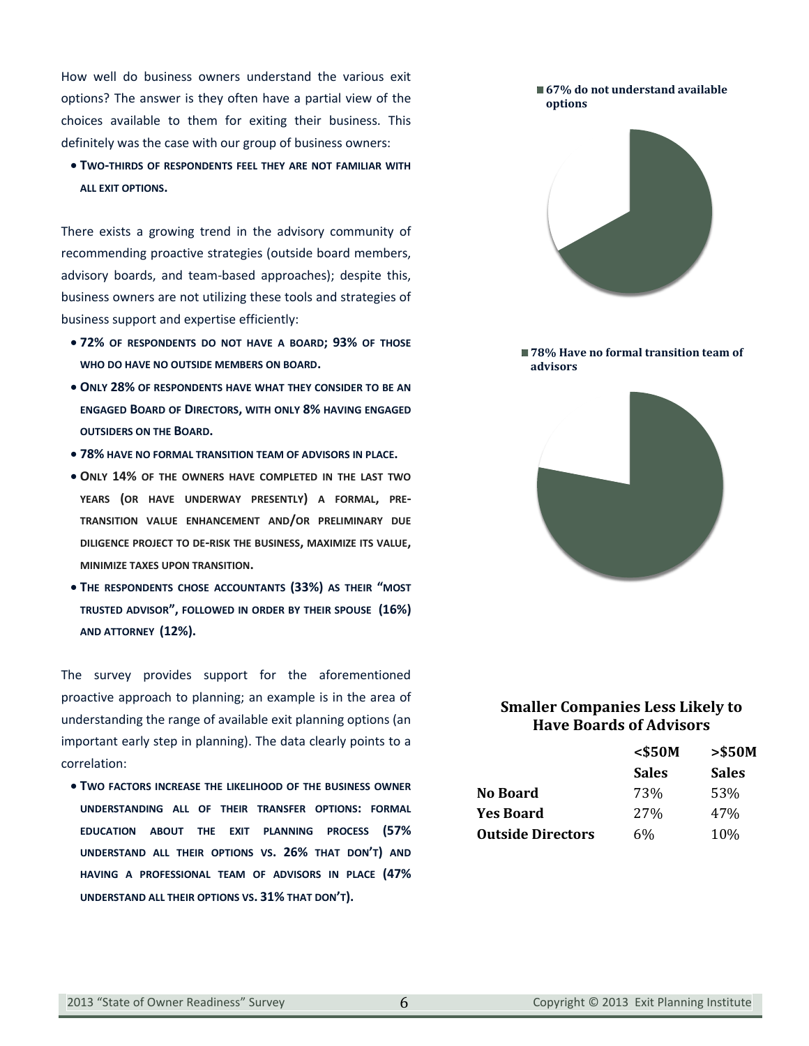How well do business owners understand the various exit options? The answer is they often have a partial view of the choices available to them for exiting their business. This definitely was the case with our group of business owners:

- **TWO-THIRDS OF RESPONDENTS FEEL THEY ARE NOT FAMILIAR WITH ALL EXIT OPTIONS.**

There exists a growing trend in the advisory community of recommending proactive strategies (outside board members, advisory boards, and team-based approaches); despite this, business owners are not utilizing these tools and strategies of business support and expertise efficiently:

- **72% OF RESPONDENTS DO NOT HAVE A BOARD; 93% OF THOSE WHO DO HAVE NO OUTSIDE MEMBERS ON BOARD.**
- **ONLY 28% OF RESPONDENTS HAVE WHAT THEY CONSIDER TO BE AN ENGAGED BOARD OF DIRECTORS, WITH ONLY 8% HAVING ENGAGED OUTSIDERS ON THE BOARD.**
- **78% HAVE NO FORMAL TRANSITION TEAM OF ADVISORS IN PLACE.**
- **ONLY 14% OF THE OWNERS HAVE COMPLETED IN THE LAST TWO YEARS (OR HAVE UNDERWAY PRESENTLY) A FORMAL, PRE-TRANSITION VALUE ENHANCEMENT AND/OR PRELIMINARY DUE DILIGENCE PROJECT TO DE-RISK THE BUSINESS, MAXIMIZE ITS VALUE, MINIMIZE TAXES UPON TRANSITION.**
- **THE RESPONDENTS CHOSE ACCOUNTANTS (33%) AS THEIR "MOST TRUSTED ADVISOR", FOLLOWED IN ORDER BY THEIR SPOUSE (16%) AND ATTORNEY (12%).**

The survey provides support for the aforementioned proactive approach to planning; an example is in the area of understanding the range of available exit planning options (an important early step in planning). The data clearly points to a correlation:

- **TWO FACTORS INCREASE THE LIKELIHOOD OF THE BUSINESS OWNER UNDERSTANDING ALL OF THEIR TRANSFER OPTIONS: FORMAL EDUCATION ABOUT THE EXIT PLANNING PROCESS (57% UNDERSTAND ALL THEIR OPTIONS VS. 26% THAT DON'T) AND HAVING A PROFESSIONAL TEAM OF ADVISORS IN PLACE (47% UNDERSTAND ALL THEIR OPTIONS VS. 31% THAT DON'T).**

**67% do not understand available options**

**78% Have no formal transition team of advisors**

### Smaller Companies Less Likely to Have Boards of Advisors

| | <$50M Sales | >$50M Sales |
|---|---|---|
| **No Board** | 73% | 53% |
| **Yes Board** | 27% | 47% |
| **Outside Directors** | 6% | 10% |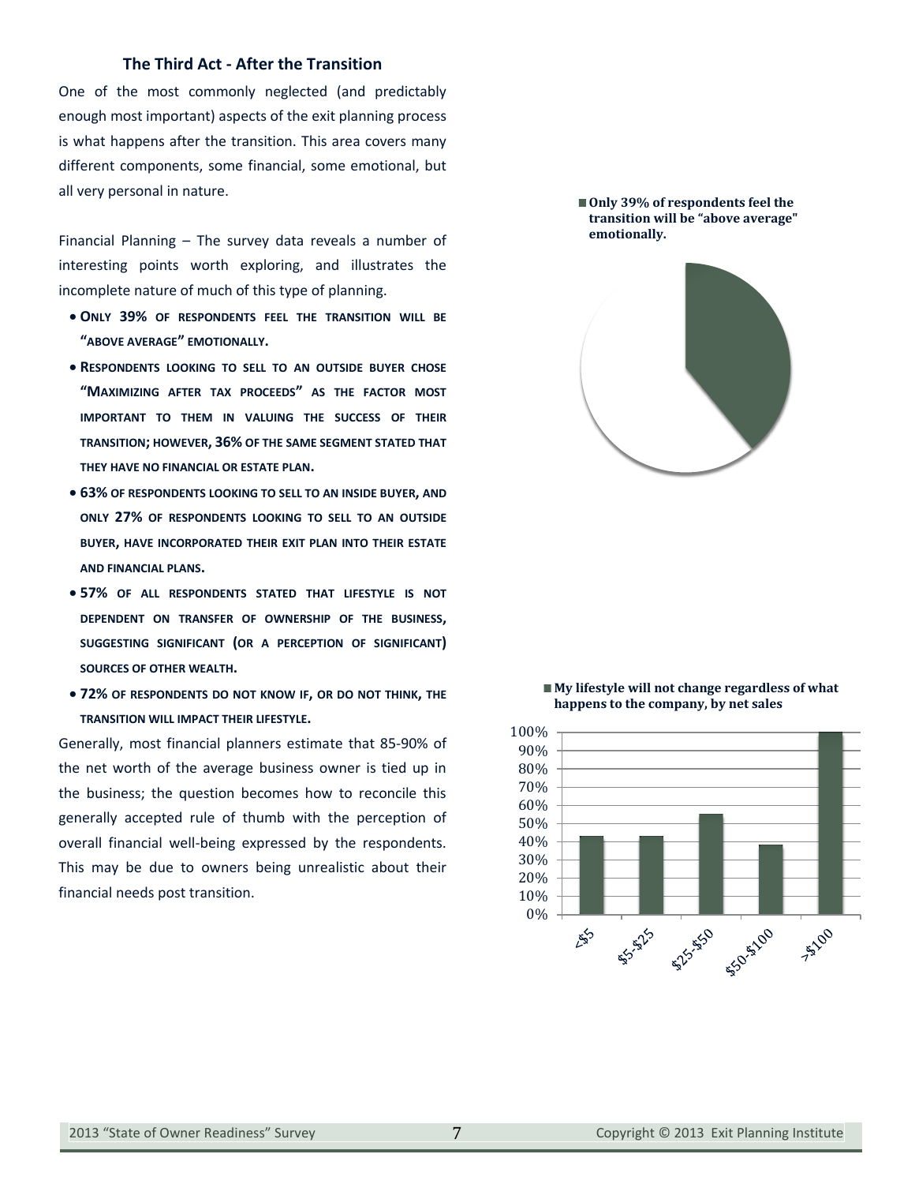### The Third Act - After the Transition

One of the most commonly neglected (and predictably enough most important) aspects of the exit planning process is what happens after the transition. This area covers many different components, some financial, some emotional, but all very personal in nature.

Financial Planning – The survey data reveals a number of interesting points worth exploring, and illustrates the incomplete nature of much of this type of planning.

- **ONLY 39% OF RESPONDENTS FEEL THE TRANSITION WILL BE "ABOVE AVERAGE" EMOTIONALLY.**
- **RESPONDENTS LOOKING TO SELL TO AN OUTSIDE BUYER CHOSE "MAXIMIZING AFTER TAX PROCEEDS" AS THE FACTOR MOST IMPORTANT TO THEM IN VALUING THE SUCCESS OF THEIR TRANSITION; HOWEVER, 36% OF THE SAME SEGMENT STATED THAT THEY HAVE NO FINANCIAL OR ESTATE PLAN.**
- **63% OF RESPONDENTS LOOKING TO SELL TO AN INSIDE BUYER, AND ONLY 27% OF RESPONDENTS LOOKING TO SELL TO AN OUTSIDE BUYER, HAVE INCORPORATED THEIR EXIT PLAN INTO THEIR ESTATE AND FINANCIAL PLANS.**
- **57% OF ALL RESPONDENTS STATED THAT LIFESTYLE IS NOT DEPENDENT ON TRANSFER OF OWNERSHIP OF THE BUSINESS, SUGGESTING SIGNIFICANT (OR A PERCEPTION OF SIGNIFICANT) SOURCES OF OTHER WEALTH.**
- **72% OF RESPONDENTS DO NOT KNOW IF, OR DO NOT THINK, THE TRANSITION WILL IMPACT THEIR LIFESTYLE.**

Generally, most financial planners estimate that 85-90% of the net worth of the average business owner is tied up in the business; the question becomes how to reconcile this generally accepted rule of thumb with the perception of overall financial well-being expressed by the respondents. This may be due to owners being unrealistic about their financial needs post transition.

**Only 39% of respondents feel the transition will be "above average" emotionally.**

**My lifestyle will not change regardless of what happens to the company, by net sales**

| Net sales | Percentage |
|---|---|
| <$5 | ~43% |
| $5-$25 | ~43% |
| $25-$50 | ~55% |
| $50-$100 | ~38% |
| >$100 | 100% |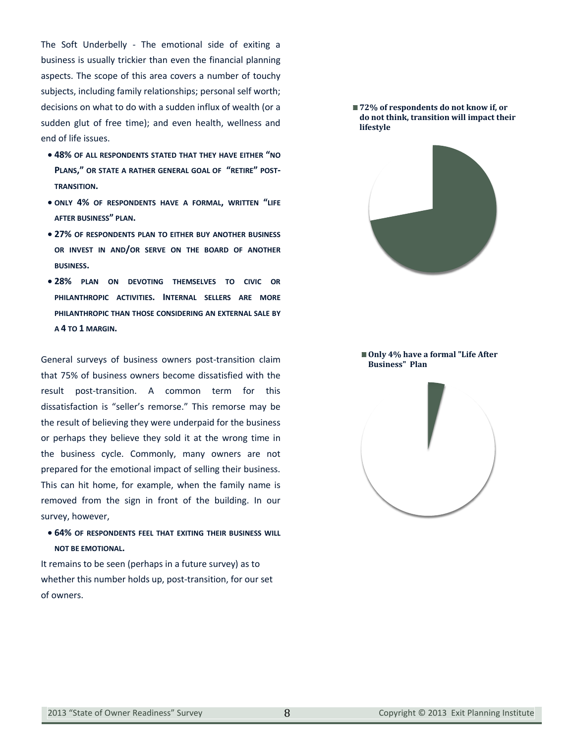The Soft Underbelly - The emotional side of exiting a business is usually trickier than even the financial planning aspects. The scope of this area covers a number of touchy subjects, including family relationships; personal self worth; decisions on what to do with a sudden influx of wealth (or a sudden glut of free time); and even health, wellness and end of life issues.

- **48% of all respondents stated that they have either "No Plans," or state a rather general goal of "retire" post-transition.**
- **Only 4% of respondents have a formal, written "life after business" plan.**
- **27% of respondents plan to either buy another business or invest in and/or serve on the board of another business.**
- **28% plan on devoting themselves to civic or philanthropic activities. Internal sellers are more philanthropic than those considering an external sale by a 4 to 1 margin.**

**72% of respondents do not know if, or do not think, transition will impact their lifestyle**

General surveys of business owners post-transition claim that 75% of business owners become dissatisfied with the result post-transition. A common term for this dissatisfaction is "seller's remorse." This remorse may be the result of believing they were underpaid for the business or perhaps they believe they sold it at the wrong time in the business cycle. Commonly, many owners are not prepared for the emotional impact of selling their business. This can hit home, for example, when the family name is removed from the sign in front of the building. In our survey, however,

- **64% of respondents feel that exiting their business will not be emotional.**

It remains to be seen (perhaps in a future survey) as to whether this number holds up, post-transition, for our set of owners.

**Only 4% have a formal "Life After Business" Plan**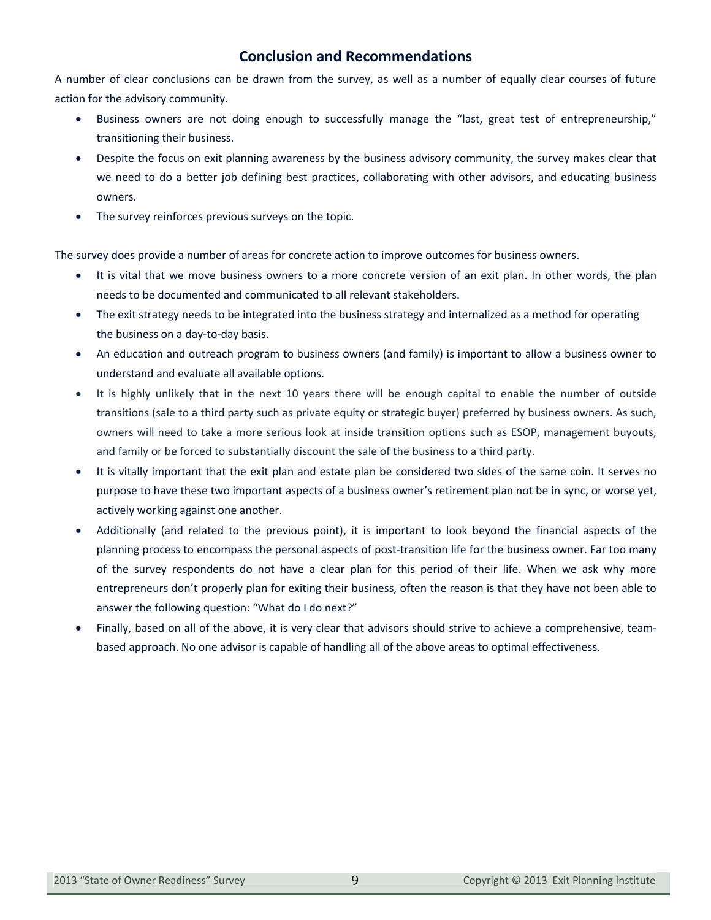## Conclusion and Recommendations

A number of clear conclusions can be drawn from the survey, as well as a number of equally clear courses of future action for the advisory community.

- Business owners are not doing enough to successfully manage the "last, great test of entrepreneurship," transitioning their business.
- Despite the focus on exit planning awareness by the business advisory community, the survey makes clear that we need to do a better job defining best practices, collaborating with other advisors, and educating business owners.
- The survey reinforces previous surveys on the topic.

The survey does provide a number of areas for concrete action to improve outcomes for business owners.

- It is vital that we move business owners to a more concrete version of an exit plan. In other words, the plan needs to be documented and communicated to all relevant stakeholders.
- The exit strategy needs to be integrated into the business strategy and internalized as a method for operating the business on a day-to-day basis.
- An education and outreach program to business owners (and family) is important to allow a business owner to understand and evaluate all available options.
- It is highly unlikely that in the next 10 years there will be enough capital to enable the number of outside transitions (sale to a third party such as private equity or strategic buyer) preferred by business owners. As such, owners will need to take a more serious look at inside transition options such as ESOP, management buyouts, and family or be forced to substantially discount the sale of the business to a third party.
- It is vitally important that the exit plan and estate plan be considered two sides of the same coin. It serves no purpose to have these two important aspects of a business owner's retirement plan not be in sync, or worse yet, actively working against one another.
- Additionally (and related to the previous point), it is important to look beyond the financial aspects of the planning process to encompass the personal aspects of post-transition life for the business owner. Far too many of the survey respondents do not have a clear plan for this period of their life. When we ask why more entrepreneurs don't properly plan for exiting their business, often the reason is that they have not been able to answer the following question: "What do I do next?"
- Finally, based on all of the above, it is very clear that advisors should strive to achieve a comprehensive, team-based approach. No one advisor is capable of handling all of the above areas to optimal effectiveness.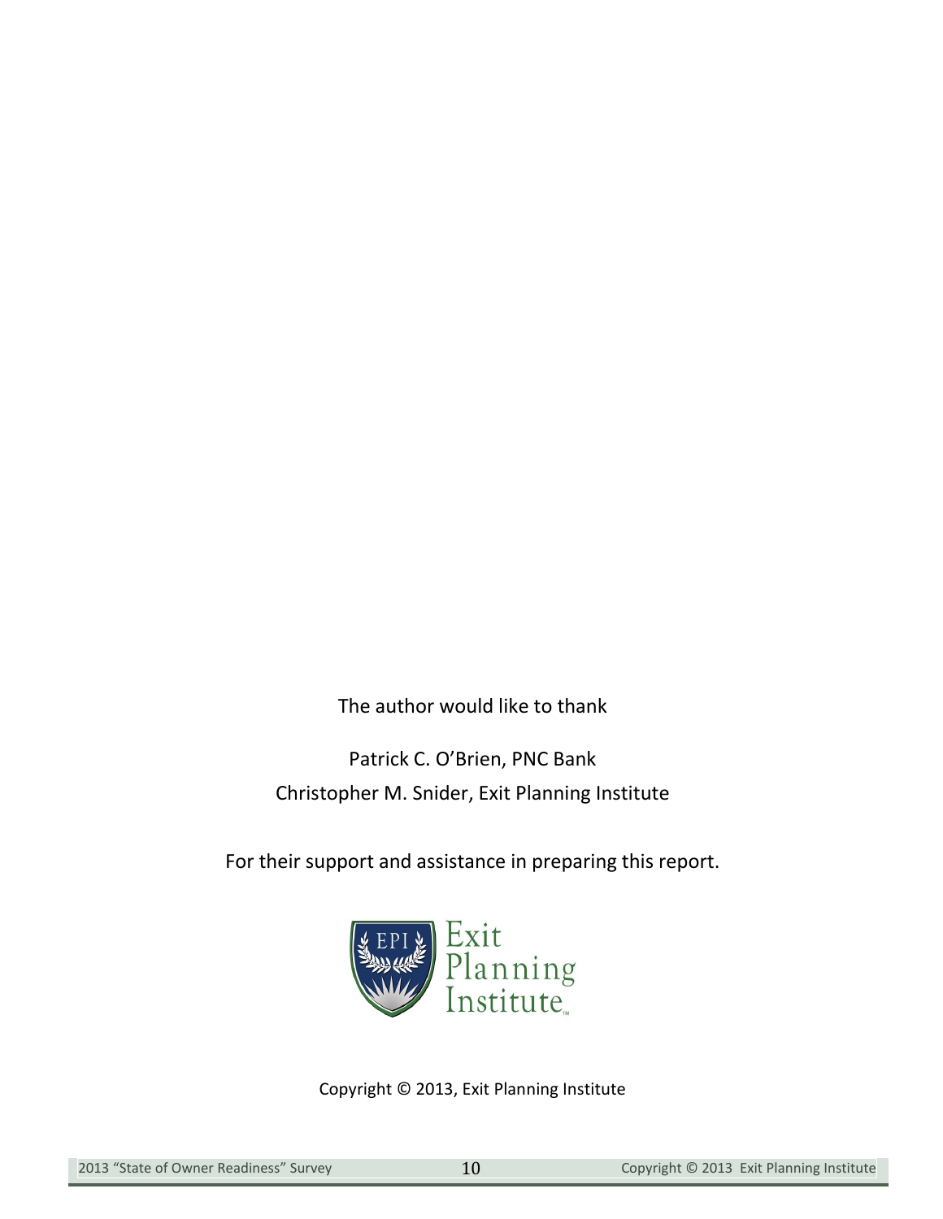The author would like to thank

Patrick C. O'Brien, PNC Bank

Christopher M. Snider, Exit Planning Institute

For their support and assistance in preparing this report.

Copyright © 2013, Exit Planning Institute